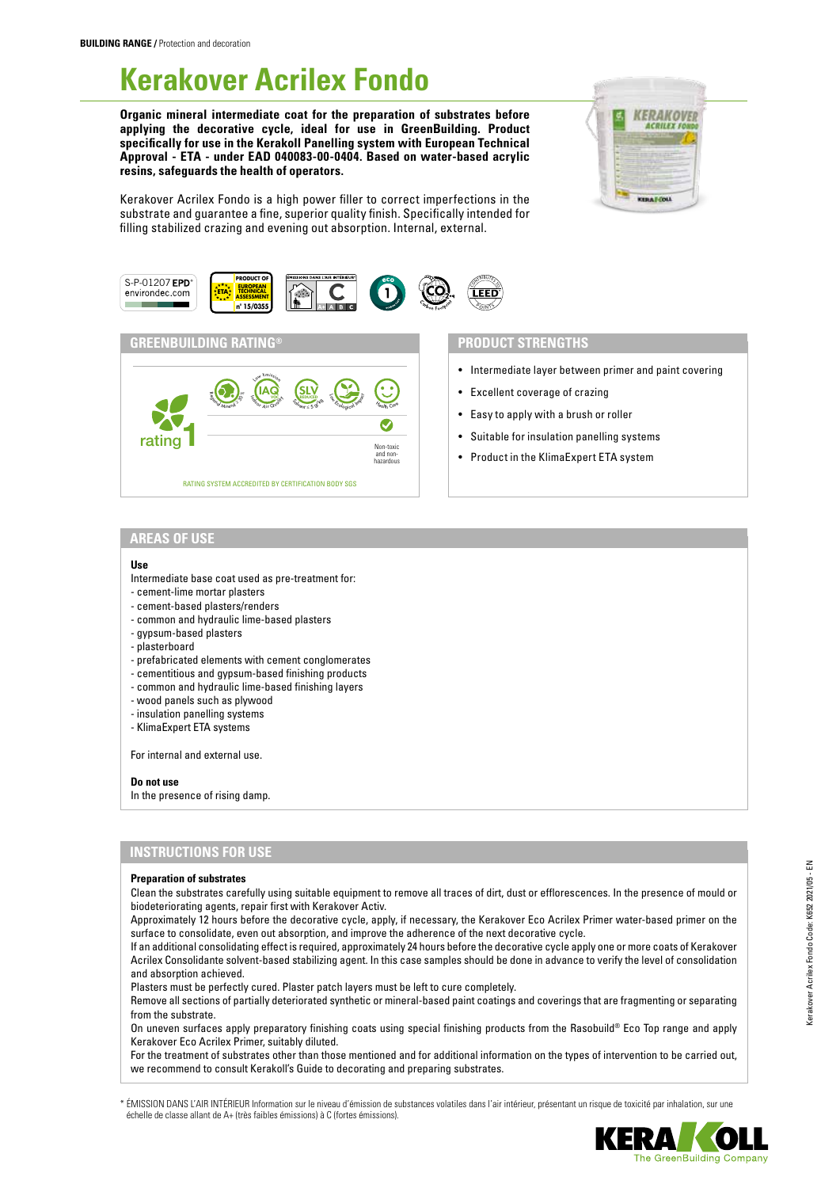**BUILDING RANGE /** Protection and decoration

# Kerakover Acrilex Fondo

**Organic mineral intermediate coat for the preparation of substrates before applying the decorative cycle, ideal for use in GreenBuilding. Product specifically for use in the Kerakoll Panelling system with European Technical Approval - ETA - under EAD 040083-00-0404. Based on water-based acrylic resins, safeguards the health of operators.**

Kerakover Acrilex Fondo is a high power filler to correct imperfections in the substrate and guarantee a fine, superior quality finish. Specifically intended for filling stabilized crazing and evening out absorption. Internal, external.

S-P-01207 EPD* environdec.com

PRODUCT OF EUROPEAN TECHNICAL ASSESSMENT n° 15/0355

## GREENBUILDING RATING®

rating 1

Regional Mineral ≥ 30% | Low Emission IAQ VOC Indoor Air Quality | SLV Solvent ≤ 5 g/kg | Low Ecological Impact | Health Care

Non-toxic and non-hazardous

RATING SYSTEM ACCREDITED BY CERTIFICATION BODY SGS

## PRODUCT STRENGTHS

- Intermediate layer between primer and paint covering
- Excellent coverage of crazing
- Easy to apply with a brush or roller
- Suitable for insulation panelling systems
- Product in the KlimaExpert ETA system

## AREAS OF USE

**Use**

Intermediate base coat used as pre-treatment for:
- cement-lime mortar plasters
- cement-based plasters/renders
- common and hydraulic lime-based plasters
- gypsum-based plasters
- plasterboard
- prefabricated elements with cement conglomerates
- cementitious and gypsum-based finishing products
- common and hydraulic lime-based finishing layers
- wood panels such as plywood
- insulation panelling systems
- KlimaExpert ETA systems

For internal and external use.

**Do not use**

In the presence of rising damp.

## INSTRUCTIONS FOR USE

**Preparation of substrates**

Clean the substrates carefully using suitable equipment to remove all traces of dirt, dust or efflorescences. In the presence of mould or biodeteriorating agents, repair first with Kerakover Activ.

Approximately 12 hours before the decorative cycle, apply, if necessary, the Kerakover Eco Acrilex Primer water-based primer on the surface to consolidate, even out absorption, and improve the adherence of the next decorative cycle.

If an additional consolidating effect is required, approximately 24 hours before the decorative cycle apply one or more coats of Kerakover Acrilex Consolidante solvent-based stabilizing agent. In this case samples should be done in advance to verify the level of consolidation and absorption achieved.

Plasters must be perfectly cured. Plaster patch layers must be left to cure completely.

Remove all sections of partially deteriorated synthetic or mineral-based paint coatings and coverings that are fragmenting or separating from the substrate.

On uneven surfaces apply preparatory finishing coats using special finishing products from the Rasobuild® Eco Top range and apply Kerakover Eco Acrilex Primer, suitably diluted.

For the treatment of substrates other than those mentioned and for additional information on the types of intervention to be carried out, we recommend to consult Kerakoll's Guide to decorating and preparing substrates.

\* ÉMISSION DANS L'AIR INTÉRIEUR Information sur le niveau d'émission de substances volatiles dans l'air intérieur, présentant un risque de toxicité par inhalation, sur une échelle de classe allant de A+ (très faibles émissions) à C (fortes émissions).

Kerakover Acrilex Fondo Code: K652 2021/05 - EN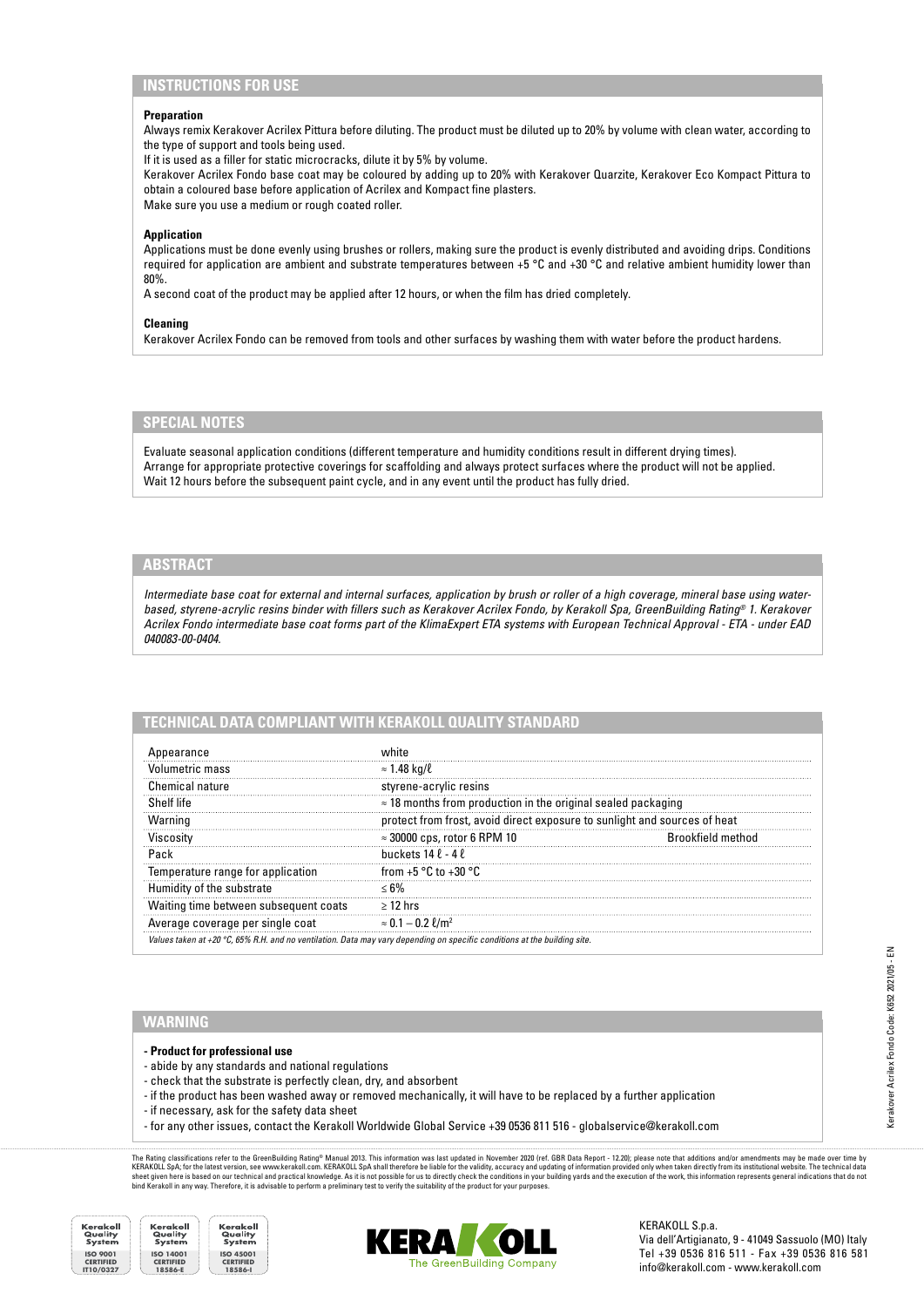## INSTRUCTIONS FOR USE

**Preparation**

Always remix Kerakover Acrilex Pittura before diluting. The product must be diluted up to 20% by volume with clean water, according to the type of support and tools being used.

If it is used as a filler for static microcracks, dilute it by 5% by volume.

Kerakover Acrilex Fondo base coat may be coloured by adding up to 20% with Kerakover Quarzite, Kerakover Eco Kompact Pittura to obtain a coloured base before application of Acrilex and Kompact fine plasters.

Make sure you use a medium or rough coated roller.

**Application**

Applications must be done evenly using brushes or rollers, making sure the product is evenly distributed and avoiding drips. Conditions required for application are ambient and substrate temperatures between +5 °C and +30 °C and relative ambient humidity lower than 80%.

A second coat of the product may be applied after 12 hours, or when the film has dried completely.

**Cleaning**

Kerakover Acrilex Fondo can be removed from tools and other surfaces by washing them with water before the product hardens.

## SPECIAL NOTES

Evaluate seasonal application conditions (different temperature and humidity conditions result in different drying times).
Arrange for appropriate protective coverings for scaffolding and always protect surfaces where the product will not be applied.
Wait 12 hours before the subsequent paint cycle, and in any event until the product has fully dried.

## ABSTRACT

*Intermediate base coat for external and internal surfaces, application by brush or roller of a high coverage, mineral base using water-based, styrene-acrylic resins binder with fillers such as Kerakover Acrilex Fondo, by Kerakoll Spa, GreenBuilding Rating® 1. Kerakover Acrilex Fondo intermediate base coat forms part of the KlimaExpert ETA systems with European Technical Approval - ETA - under EAD 040083-00-0404.*

## TECHNICAL DATA COMPLIANT WITH KERAKOLL QUALITY STANDARD

| | | |
|---|---|---|
| Appearance | white | |
| Volumetric mass | ≈ 1.48 kg/ℓ | |
| Chemical nature | styrene-acrylic resins | |
| Shelf life | ≈ 18 months from production in the original sealed packaging | |
| Warning | protect from frost, avoid direct exposure to sunlight and sources of heat | |
| Viscosity | ≈ 30000 cps, rotor 6 RPM 10 | Brookfield method |
| Pack | buckets 14 ℓ - 4 ℓ | |
| Temperature range for application | from +5 °C to +30 °C | |
| Humidity of the substrate | ≤ 6% | |
| Waiting time between subsequent coats | ≥ 12 hrs | |
| Average coverage per single coat | ≈ 0.1 – 0.2 ℓ/m² | |

*Values taken at +20 °C, 65% R.H. and no ventilation. Data may vary depending on specific conditions at the building site.*

## WARNING

- **Product for professional use**
- abide by any standards and national regulations
- check that the substrate is perfectly clean, dry, and absorbent
- if the product has been washed away or removed mechanically, it will have to be replaced by a further application
- if necessary, ask for the safety data sheet
- for any other issues, contact the Kerakoll Worldwide Global Service +39 0536 811 516 - globalservice@kerakoll.com

The Rating classifications refer to the GreenBuilding Rating® Manual 2013. This information was last updated in November 2020 (ref. GBR Data Report - 12.20); please note that additions and/or amendments may be made over time by KERAKOLL SpA; for the latest version, see www.kerakoll.com. KERAKOLL SpA shall therefore be liable for the validity, accuracy and updating of information provided only when taken directly from its institutional website. The technical data sheet given here is based on our technical and practical knowledge. As it is not possible for us to directly check the conditions in your building yards and the execution of the work, this information represents general indications that do not bind Kerakoll in any way. Therefore, it is advisable to perform a preliminary test to verify the suitability of the product for your purposes.

Kerakoll Quality System ISO 9001 CERTIFIED IT10/0327 — Kerakoll Quality System ISO 14001 CERTIFIED 18586-E — Kerakoll Quality System ISO 45001 CERTIFIED 18586-I

KERAKOLL The GreenBuilding Company

KERAKOLL S.p.a.
Via dell'Artigianato, 9 - 41049 Sassuolo (MO) Italy
Tel +39 0536 816 511 - Fax +39 0536 816 581
info@kerakoll.com - www.kerakoll.com

Kerakover Acrilex Fondo Code: K652 2021/05 - EN